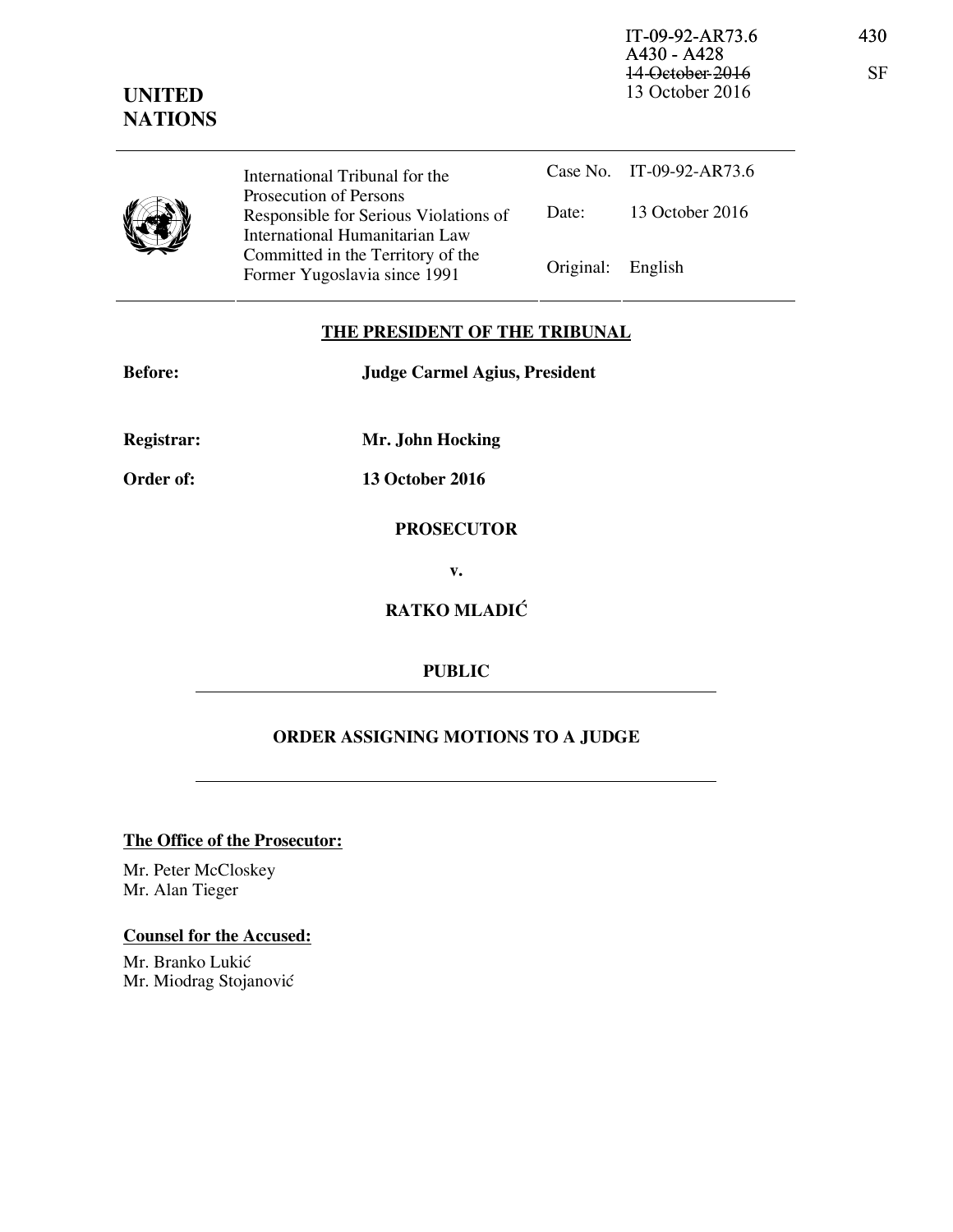IT-09-92-AR73.6
A430 - A428
~~14 October 2016~~
13 October 2016

430

SF

**UNITED NATIONS**

| | International Tribunal for the Prosecution of Persons Responsible for Serious Violations of International Humanitarian Law Committed in the Territory of the Former Yugoslavia since 1991 | Case No. | IT-09-92-AR73.6 |
|---|---|---|---|
| | | Date: | 13 October 2016 |
| | | Original: | English |

## THE PRESIDENT OF THE TRIBUNAL

**Before:** **Judge Carmel Agius, President**

**Registrar:** **Mr. John Hocking**

**Order of:** **13 October 2016**

**PROSECUTOR**

**v.**

**RATKO MLADIĆ**

**PUBLIC**

## ORDER ASSIGNING MOTIONS TO A JUDGE

**The Office of the Prosecutor:**

Mr. Peter McCloskey
Mr. Alan Tieger

**Counsel for the Accused:**

Mr. Branko Lukić
Mr. Miodrag Stojanović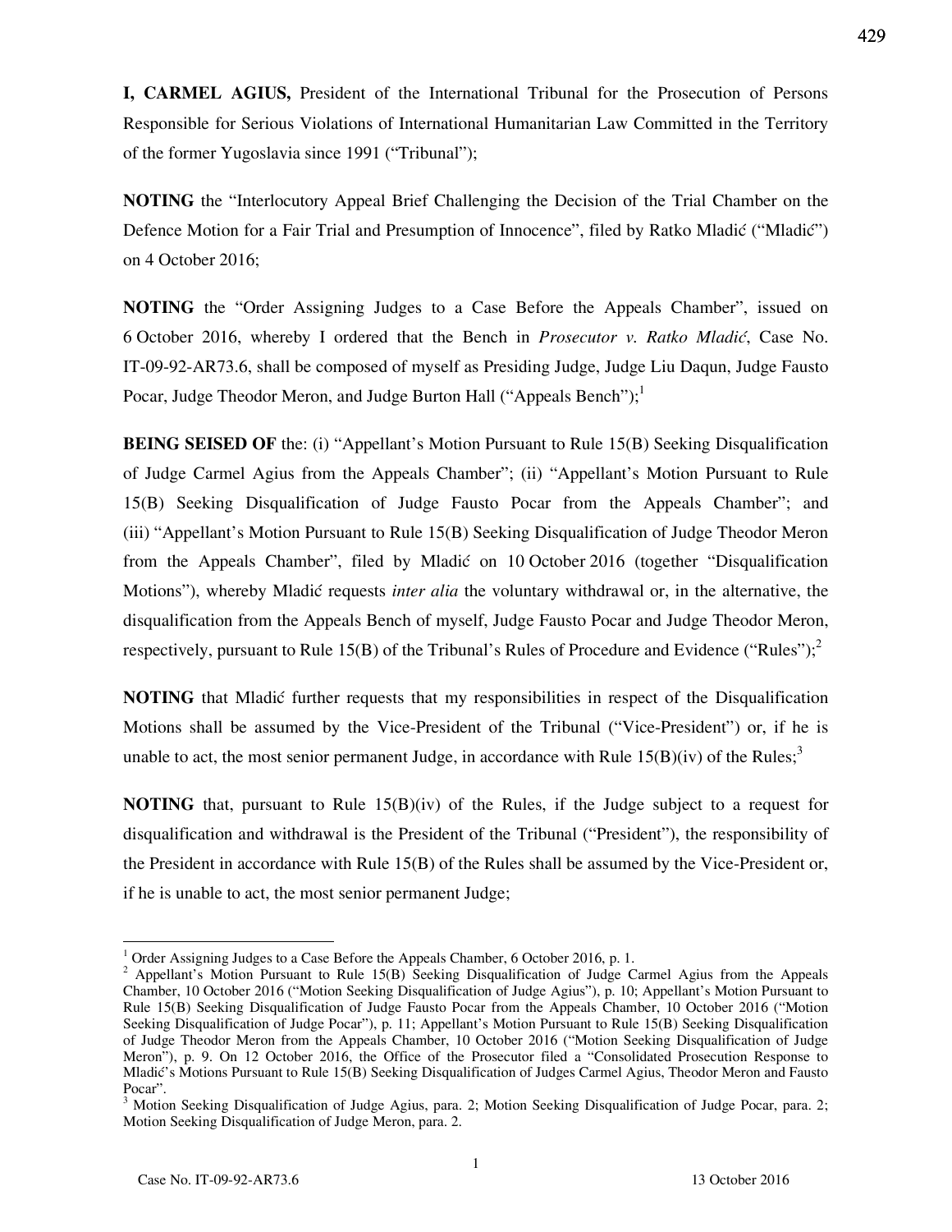**I, CARMEL AGIUS,** President of the International Tribunal for the Prosecution of Persons Responsible for Serious Violations of International Humanitarian Law Committed in the Territory of the former Yugoslavia since 1991 ("Tribunal");

**NOTING** the "Interlocutory Appeal Brief Challenging the Decision of the Trial Chamber on the Defence Motion for a Fair Trial and Presumption of Innocence", filed by Ratko Mladić ("Mladić") on 4 October 2016;

**NOTING** the "Order Assigning Judges to a Case Before the Appeals Chamber", issued on 6 October 2016, whereby I ordered that the Bench in *Prosecutor v. Ratko Mladić*, Case No. IT-09-92-AR73.6, shall be composed of myself as Presiding Judge, Judge Liu Daqun, Judge Fausto Pocar, Judge Theodor Meron, and Judge Burton Hall ("Appeals Bench");[1]

**BEING SEISED OF** the: (i) "Appellant's Motion Pursuant to Rule 15(B) Seeking Disqualification of Judge Carmel Agius from the Appeals Chamber"; (ii) "Appellant's Motion Pursuant to Rule 15(B) Seeking Disqualification of Judge Fausto Pocar from the Appeals Chamber"; and (iii) "Appellant's Motion Pursuant to Rule 15(B) Seeking Disqualification of Judge Theodor Meron from the Appeals Chamber", filed by Mladić on 10 October 2016 (together "Disqualification Motions"), whereby Mladić requests *inter alia* the voluntary withdrawal or, in the alternative, the disqualification from the Appeals Bench of myself, Judge Fausto Pocar and Judge Theodor Meron, respectively, pursuant to Rule 15(B) of the Tribunal's Rules of Procedure and Evidence ("Rules");[2]

**NOTING** that Mladić further requests that my responsibilities in respect of the Disqualification Motions shall be assumed by the Vice-President of the Tribunal ("Vice-President") or, if he is unable to act, the most senior permanent Judge, in accordance with Rule 15(B)(iv) of the Rules;[3]

**NOTING** that, pursuant to Rule 15(B)(iv) of the Rules, if the Judge subject to a request for disqualification and withdrawal is the President of the Tribunal ("President"), the responsibility of the President in accordance with Rule 15(B) of the Rules shall be assumed by the Vice-President or, if he is unable to act, the most senior permanent Judge;

---

[1] Order Assigning Judges to a Case Before the Appeals Chamber, 6 October 2016, p. 1.

[2] Appellant's Motion Pursuant to Rule 15(B) Seeking Disqualification of Judge Carmel Agius from the Appeals Chamber, 10 October 2016 ("Motion Seeking Disqualification of Judge Agius"), p. 10; Appellant's Motion Pursuant to Rule 15(B) Seeking Disqualification of Judge Fausto Pocar from the Appeals Chamber, 10 October 2016 ("Motion Seeking Disqualification of Judge Pocar"), p. 11; Appellant's Motion Pursuant to Rule 15(B) Seeking Disqualification of Judge Theodor Meron from the Appeals Chamber, 10 October 2016 ("Motion Seeking Disqualification of Judge Meron"), p. 9. On 12 October 2016, the Office of the Prosecutor filed a "Consolidated Prosecution Response to Mladić's Motions Pursuant to Rule 15(B) Seeking Disqualification of Judges Carmel Agius, Theodor Meron and Fausto Pocar".

[3] Motion Seeking Disqualification of Judge Agius, para. 2; Motion Seeking Disqualification of Judge Pocar, para. 2; Motion Seeking Disqualification of Judge Meron, para. 2.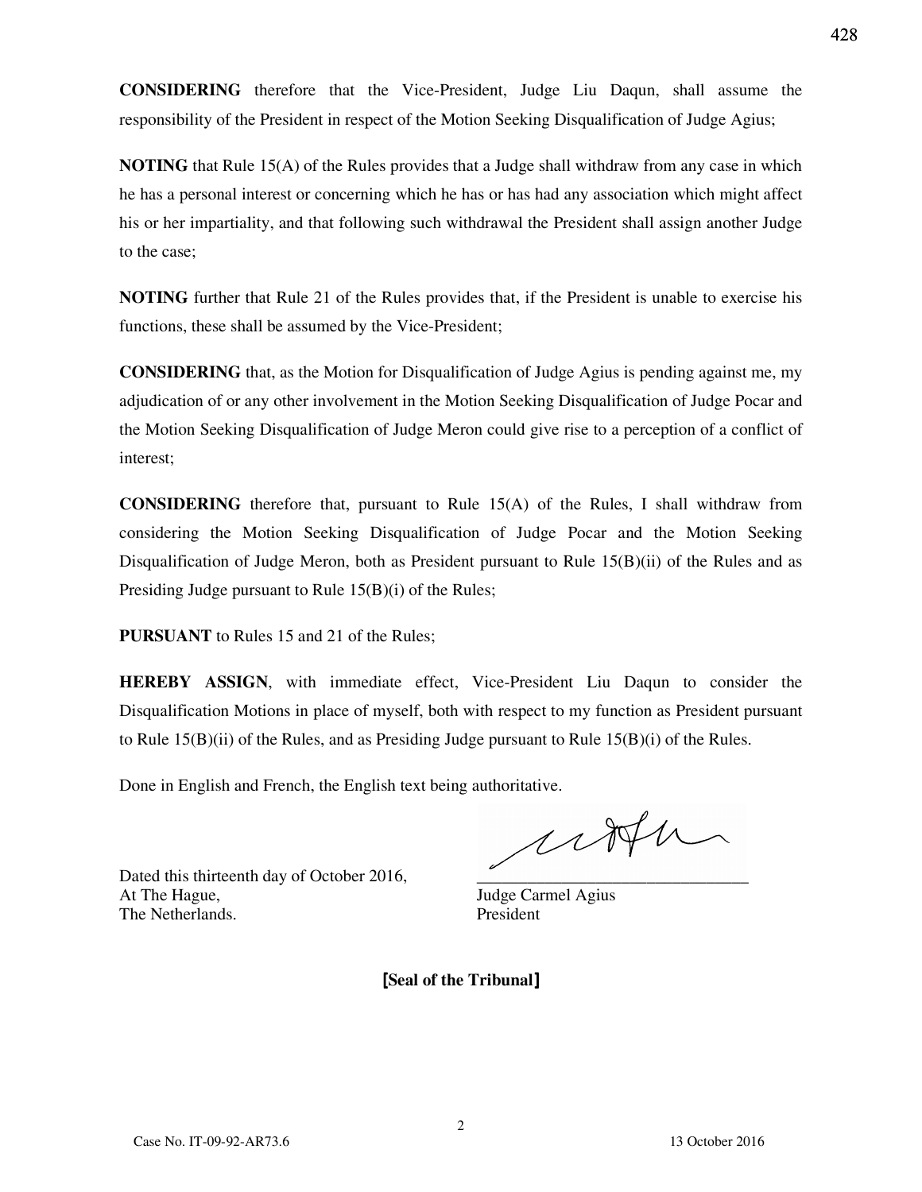**CONSIDERING** therefore that the Vice-President, Judge Liu Daqun, shall assume the responsibility of the President in respect of the Motion Seeking Disqualification of Judge Agius;

**NOTING** that Rule 15(A) of the Rules provides that a Judge shall withdraw from any case in which he has a personal interest or concerning which he has or has had any association which might affect his or her impartiality, and that following such withdrawal the President shall assign another Judge to the case;

**NOTING** further that Rule 21 of the Rules provides that, if the President is unable to exercise his functions, these shall be assumed by the Vice-President;

**CONSIDERING** that, as the Motion for Disqualification of Judge Agius is pending against me, my adjudication of or any other involvement in the Motion Seeking Disqualification of Judge Pocar and the Motion Seeking Disqualification of Judge Meron could give rise to a perception of a conflict of interest;

**CONSIDERING** therefore that, pursuant to Rule 15(A) of the Rules, I shall withdraw from considering the Motion Seeking Disqualification of Judge Pocar and the Motion Seeking Disqualification of Judge Meron, both as President pursuant to Rule 15(B)(ii) of the Rules and as Presiding Judge pursuant to Rule 15(B)(i) of the Rules;

**PURSUANT** to Rules 15 and 21 of the Rules;

**HEREBY ASSIGN**, with immediate effect, Vice-President Liu Daqun to consider the Disqualification Motions in place of myself, both with respect to my function as President pursuant to Rule 15(B)(ii) of the Rules, and as Presiding Judge pursuant to Rule 15(B)(i) of the Rules.

Done in English and French, the English text being authoritative.

Dated this thirteenth day of October 2016,
At The Hague,
The Netherlands.

_______________________________
Judge Carmel Agius
President

**[Seal of the Tribunal]**